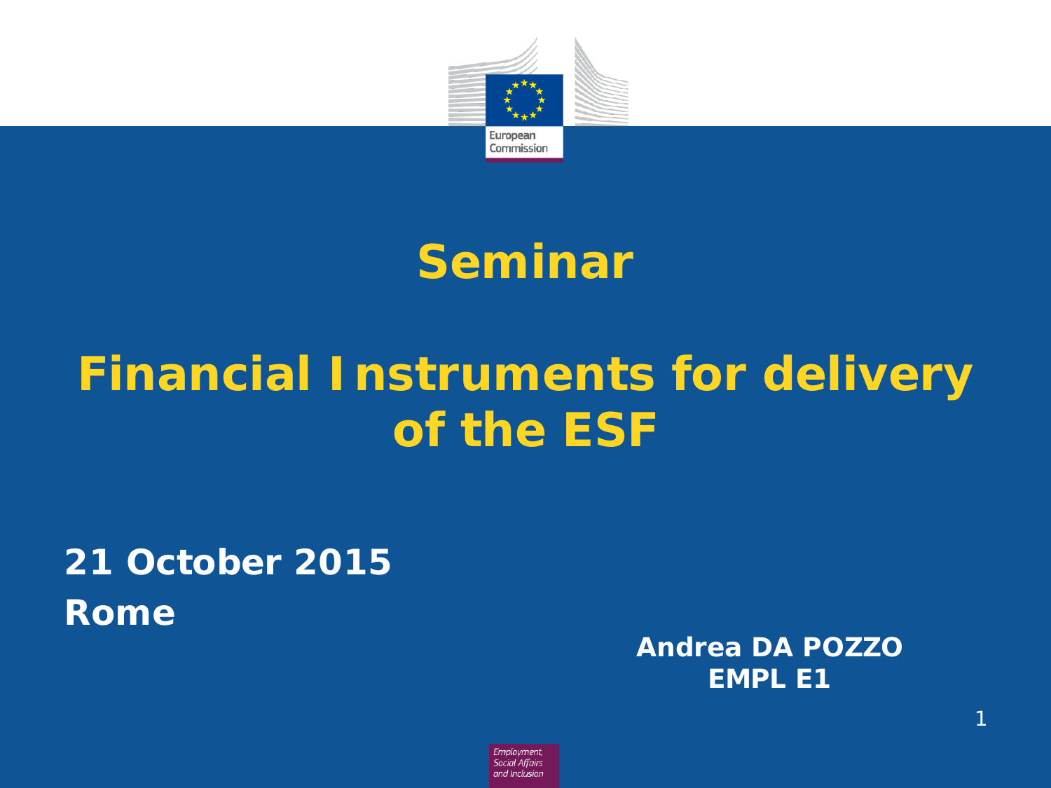# Seminar

# Financial Instruments for delivery of the ESF

**21 October 2015**

**Rome**

**Andrea DA POZZO**
**EMPL E1**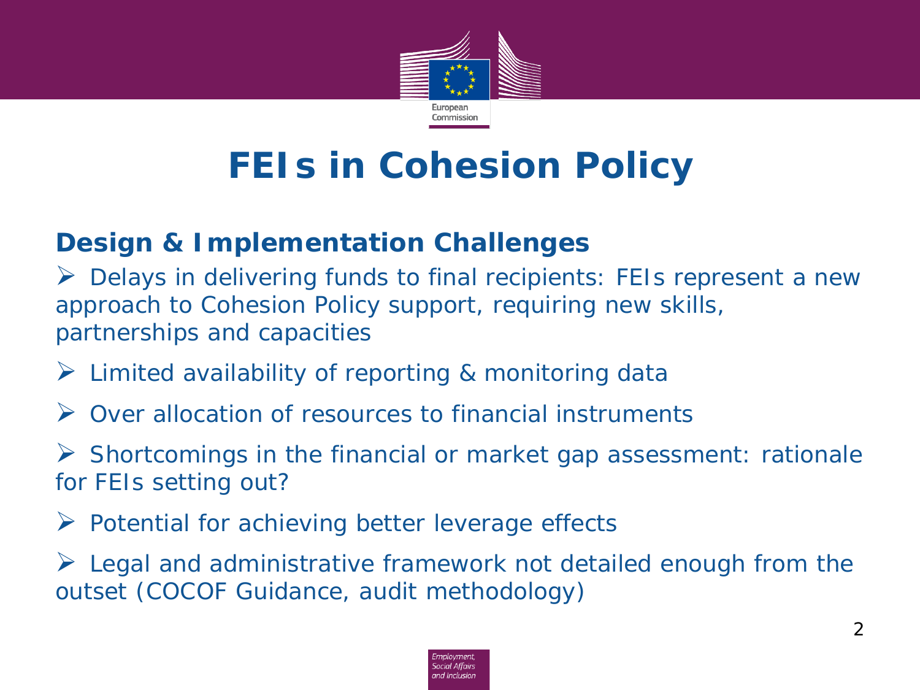# FEIs in Cohesion Policy

## Design & Implementation Challenges

- Delays in delivering funds to final recipients: FEIs represent a new approach to Cohesion Policy support, requiring new skills, partnerships and capacities
- Limited availability of reporting & monitoring data
- Over allocation of resources to financial instruments
- Shortcomings in the financial or market gap assessment: rationale for FEIs setting out?
- Potential for achieving better leverage effects
- Legal and administrative framework not detailed enough from the outset (COCOF Guidance, audit methodology)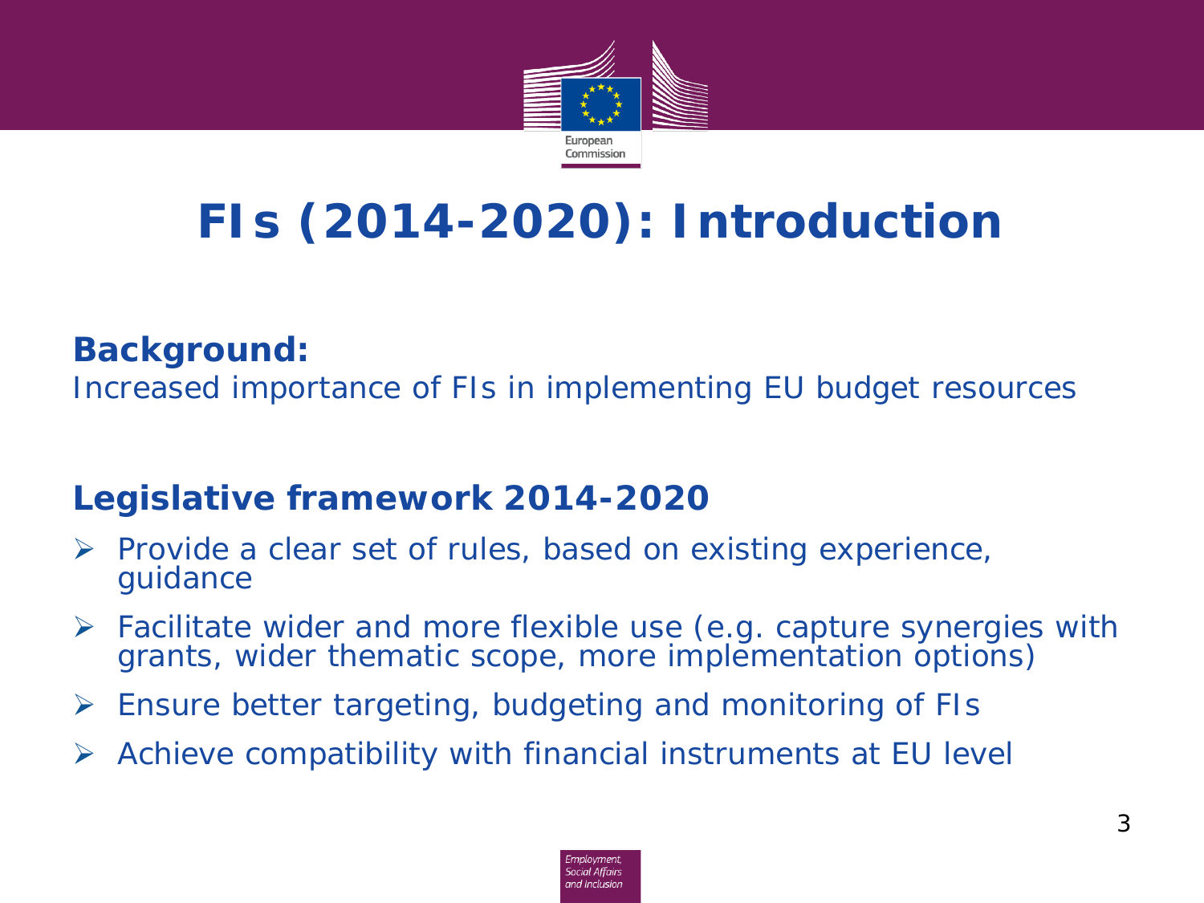# FIs (2014-2020): Introduction

**Background:**

Increased importance of FIs in implementing EU budget resources

**Legislative framework 2014-2020**

- Provide a clear set of rules, based on existing experience, guidance
- Facilitate wider and more flexible use (e.g. capture synergies with grants, wider thematic scope, more implementation options)
- Ensure better targeting, budgeting and monitoring of FIs
- Achieve compatibility with financial instruments at EU level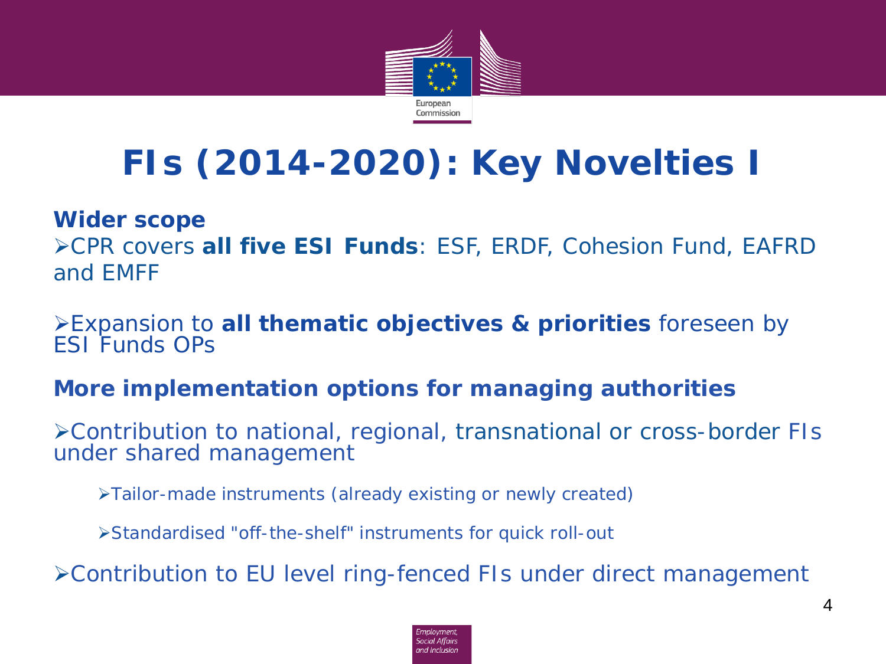# FIs (2014-2020): Key Novelties I

**Wider scope**

- CPR covers **all five ESI Funds**: ESF, ERDF, Cohesion Fund, EAFRD and EMFF
- Expansion to **all thematic objectives & priorities** foreseen by ESI Funds OPs

**More implementation options for managing authorities**

- Contribution to national, regional, transnational or cross-border FIs under shared management
  - Tailor-made instruments (already existing or newly created)
  - Standardised "off-the-shelf" instruments for quick roll-out
- Contribution to EU level ring-fenced FIs under direct management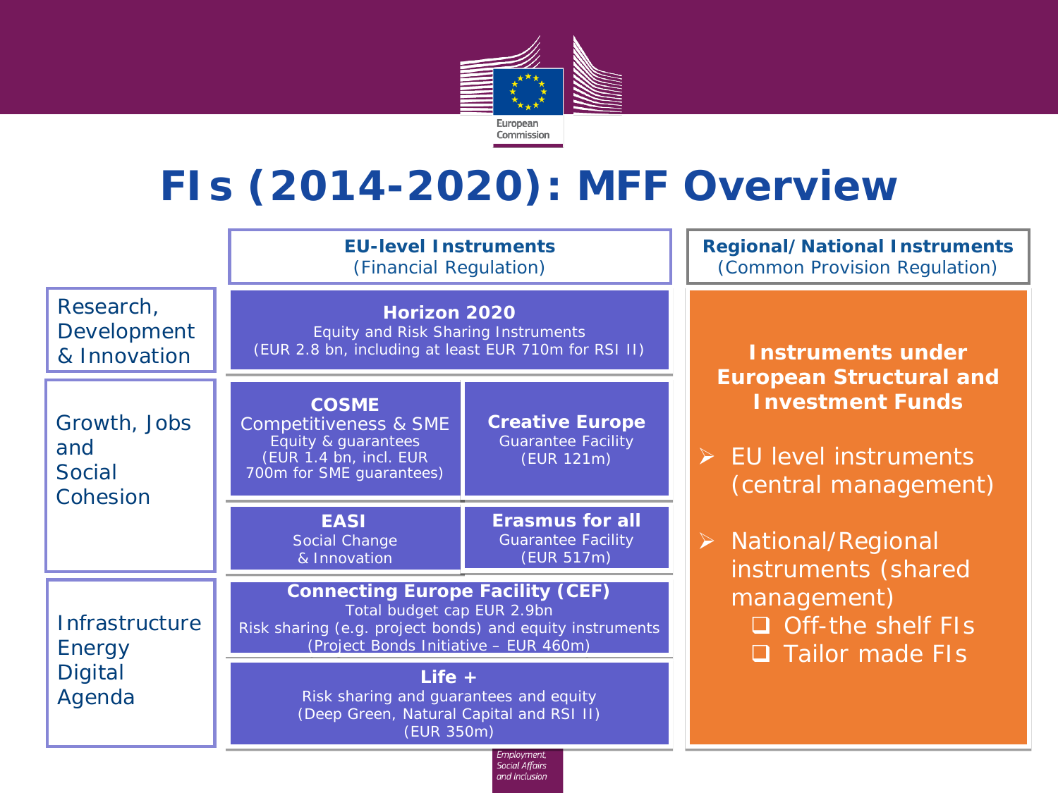# FIs (2014-2020): MFF Overview

| | EU-level Instruments (Financial Regulation) | | Regional/National Instruments (Common Provision Regulation) |
|---|---|---|---|
| Research, Development & Innovation | **Horizon 2020** Equity and Risk Sharing Instruments (EUR 2.8 bn, including at least EUR 710m for RSI II) | | **Instruments under European Structural and Investment Funds** |
| Growth, Jobs and Social Cohesion | **COSME** Competitiveness & SME Equity & guarantees (EUR 1.4 bn, incl. EUR 700m for SME guarantees) | **Creative Europe** Guarantee Facility (EUR 121m) | |
| | **EASI** Social Change & Innovation | **Erasmus for all** Guarantee Facility (EUR 517m) | |
| Infrastructure Energy Digital Agenda | **Connecting Europe Facility (CEF)** Total budget cap EUR 2.9bn Risk sharing (e.g. project bonds) and equity instruments (Project Bonds Initiative – EUR 460m) | | |
| | **Life +** Risk sharing and guarantees and equity (Deep Green, Natural Capital and RSI II) (EUR 350m) | | |

**Instruments under European Structural and Investment Funds**

- EU level instruments (central management)
- National/Regional instruments (shared management)
  - Off-the shelf FIs
  - Tailor made FIs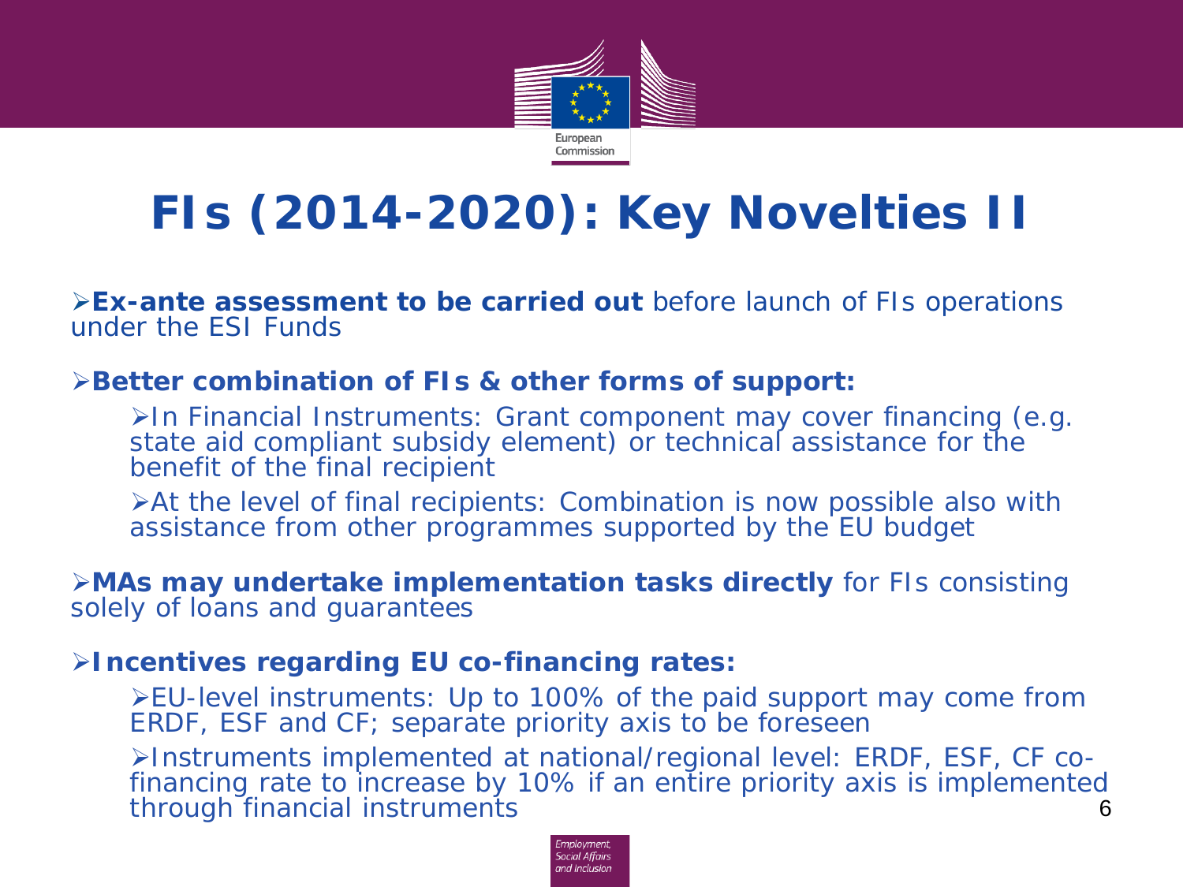# FIs (2014-2020): Key Novelties II

- **Ex-ante assessment to be carried out** before launch of FIs operations under the ESI Funds
- **Better combination of FIs & other forms of support:**
  - In Financial Instruments: Grant component may cover financing (e.g. state aid compliant subsidy element) or technical assistance for the benefit of the final recipient
  - At the level of final recipients: Combination is now possible also with assistance from other programmes supported by the EU budget
- **MAs may undertake implementation tasks directly** for FIs consisting solely of loans and guarantees
- **Incentives regarding EU co-financing rates:**
  - EU-level instruments: Up to 100% of the paid support may come from ERDF, ESF and CF; separate priority axis to be foreseen
  - Instruments implemented at national/regional level: ERDF, ESF, CF co-financing rate to increase by 10% if an entire priority axis is implemented through financial instruments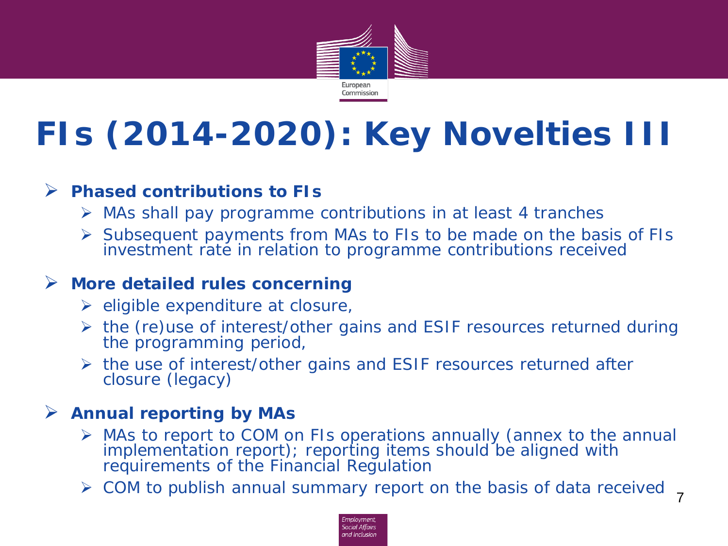# FIs (2014-2020): Key Novelties III

- **Phased contributions to FIs**
  - MAs shall pay programme contributions in at least 4 tranches
  - Subsequent payments from MAs to FIs to be made on the basis of FIs investment rate in relation to programme contributions received
- **More detailed rules concerning**
  - eligible expenditure at closure,
  - the (re)use of interest/other gains and ESIF resources returned during the programming period,
  - the use of interest/other gains and ESIF resources returned after closure (legacy)
- **Annual reporting by MAs**
  - MAs to report to COM on FIs operations annually (annex to the annual implementation report); reporting items should be aligned with requirements of the Financial Regulation
  - COM to publish annual summary report on the basis of data received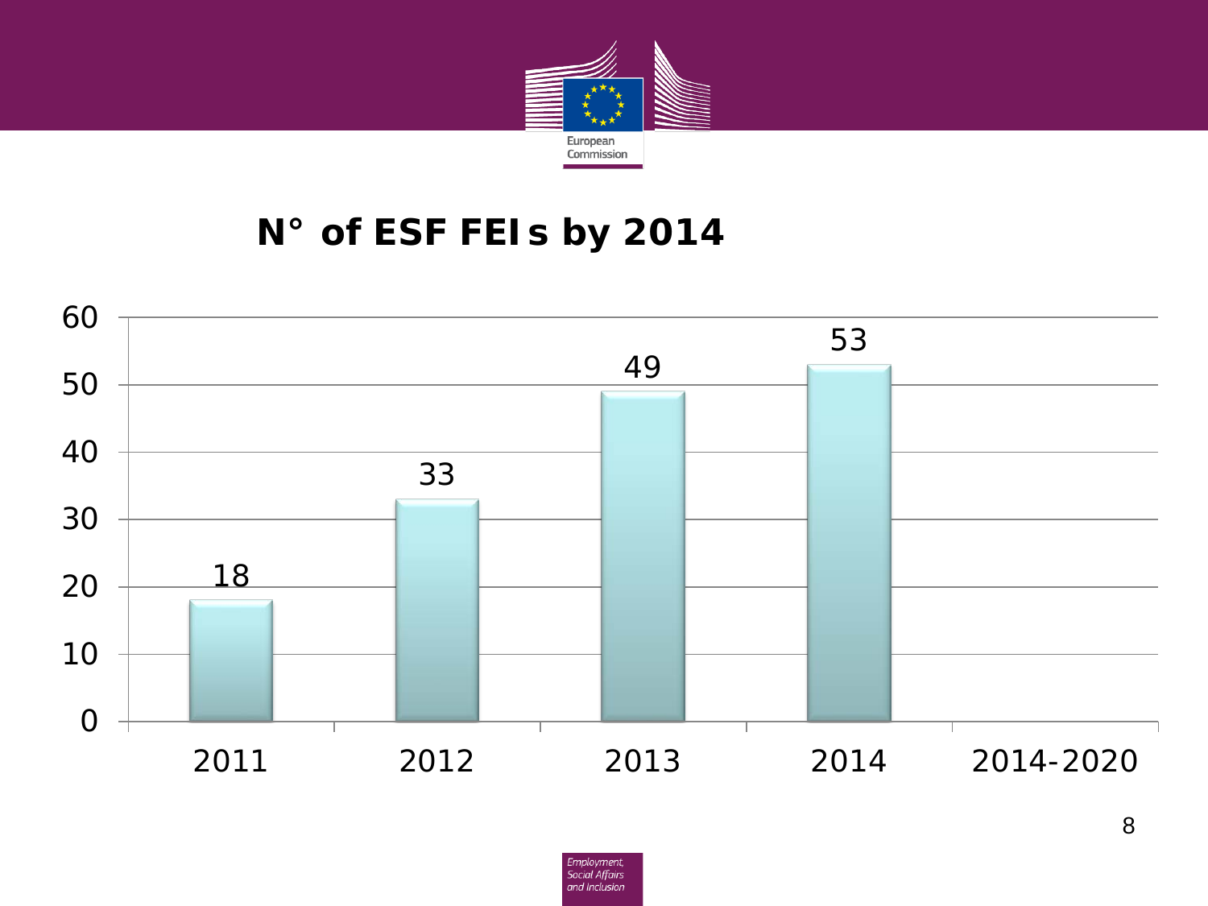## N° of ESF FEIs by 2014

| Year | N° of ESF FEIs |
|---|---|
| 2011 | 18 |
| 2012 | 33 |
| 2013 | 49 |
| 2014 | 53 |
| 2014-2020 | |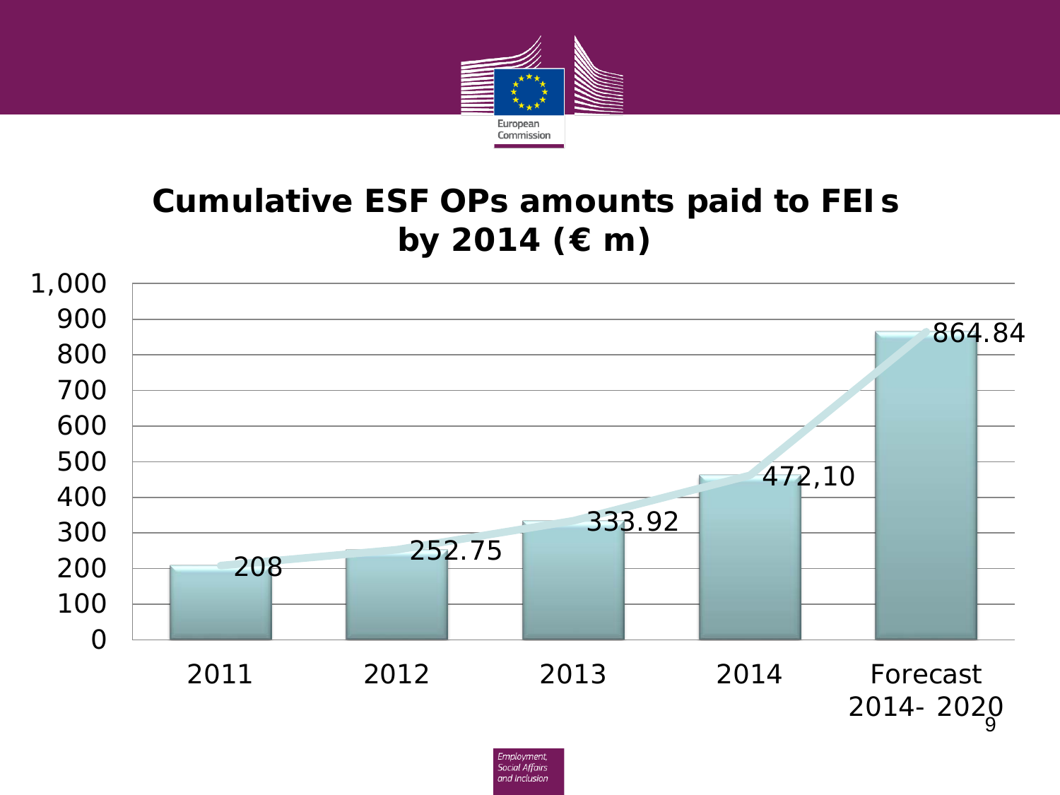# Cumulative ESF OPs amounts paid to FEIs by 2014 (€ m)

| Year | Amount (€ m) |
| --- | --- |
| 2011 | 208 |
| 2012 | 252.75 |
| 2013 | 333.92 |
| 2014 | 472,10 |
| Forecast 2014- 2020 | 864.84 |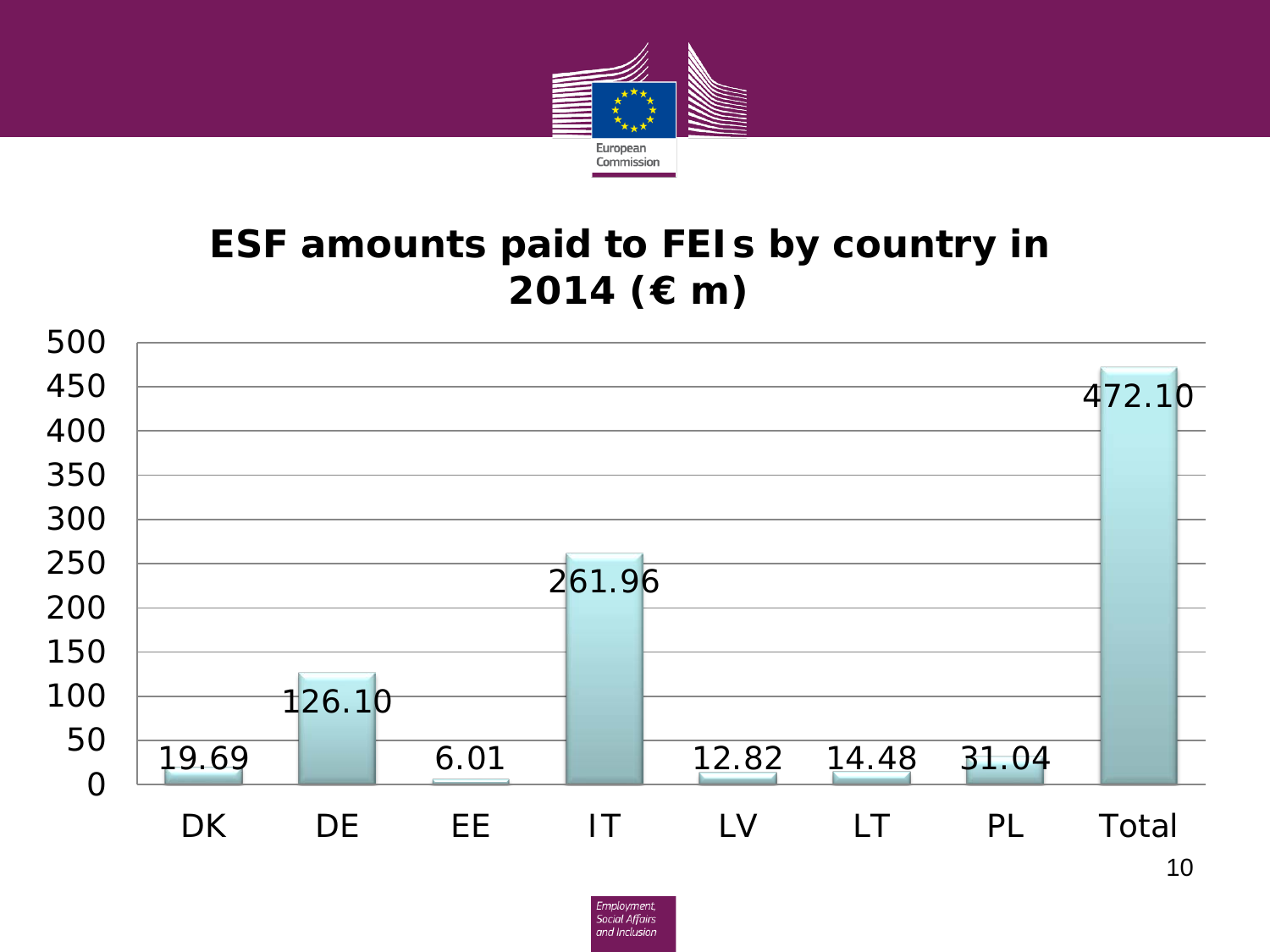# ESF amounts paid to FEIs by country in 2014 (€ m)

| Country | Amount (€ m) |
| --- | --- |
| DK | 19.69 |
| DE | 126.10 |
| EE | 6.01 |
| IT | 261.96 |
| LV | 12.82 |
| LT | 14.48 |
| PL | 31.04 |
| Total | 472.10 |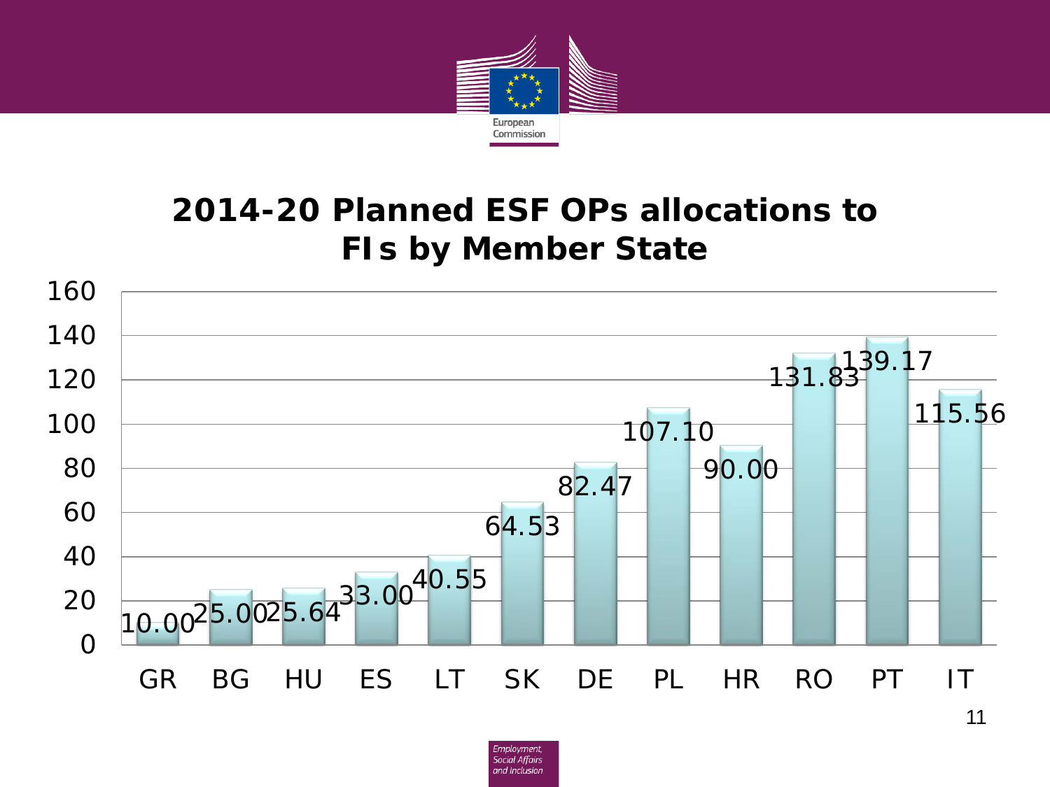# 2014-20 Planned ESF OPs allocations to FIs by Member State

| Member State | Allocation |
| --- | --- |
| GR | 10.00 |
| BG | 25.00 |
| HU | 25.64 |
| ES | 33.00 |
| LT | 40.55 |
| SK | 64.53 |
| DE | 82.47 |
| PL | 107.10 |
| HR | 90.00 |
| RO | 131.83 |
| PT | 139.17 |
| IT | 115.56 |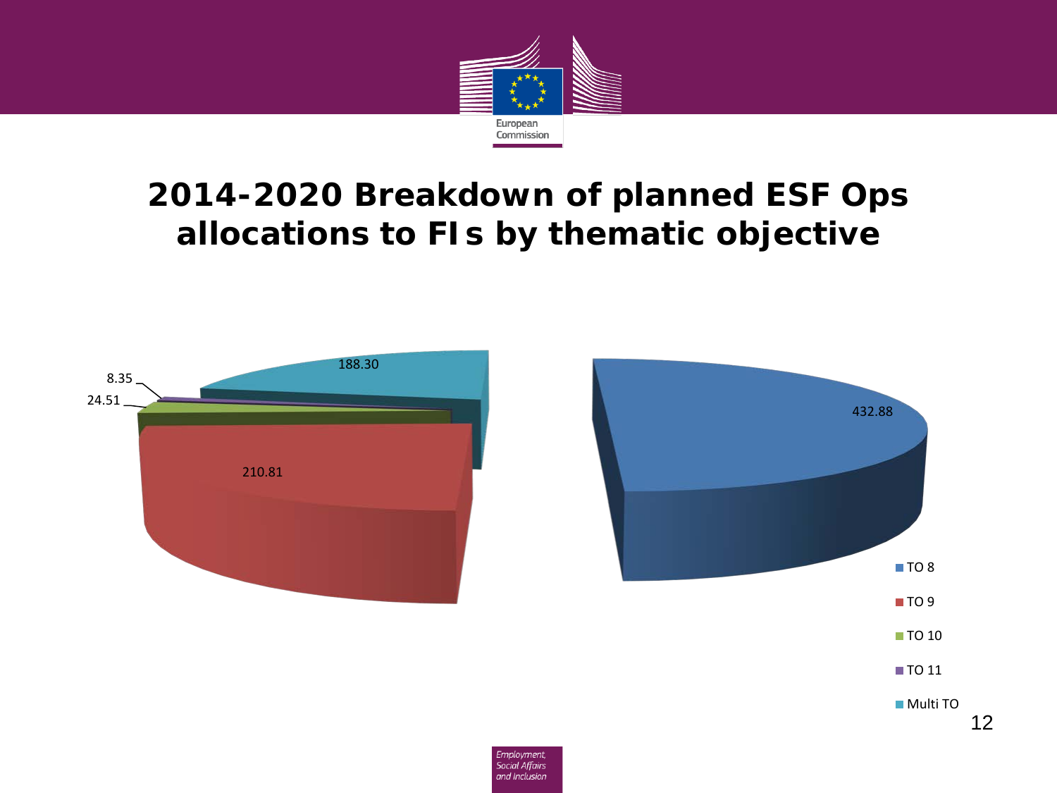# 2014-2020 Breakdown of planned ESF Ops allocations to FIs by thematic objective

| Thematic objective | Allocation |
| --- | --- |
| TO 8 | 432.88 |
| TO 9 | 210.81 |
| TO 10 | 24.51 |
| TO 11 | 8.35 |
| Multi TO | 188.30 |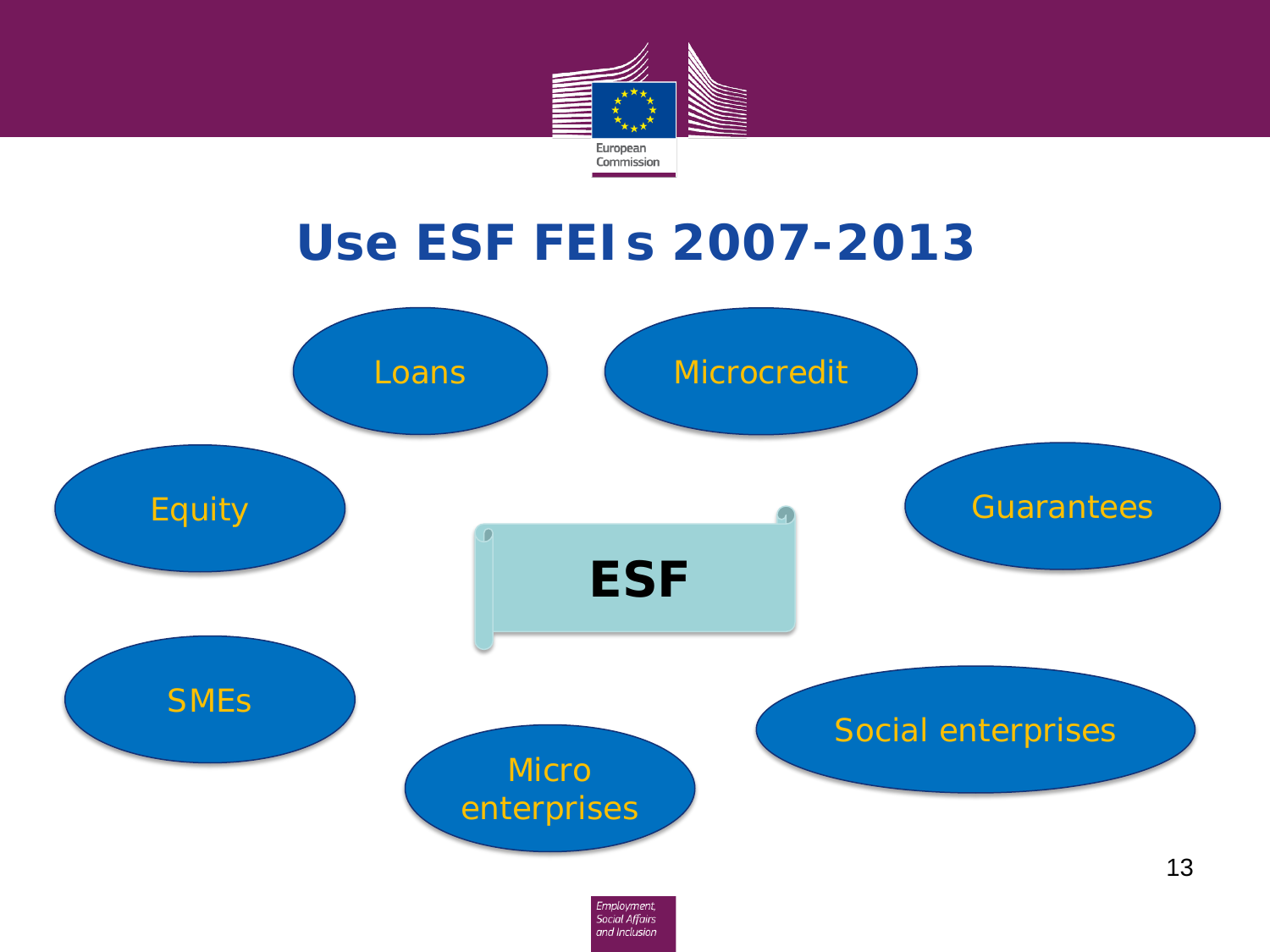# Use ESF FEIs 2007-2013

- Loans
- Microcredit
- Equity
- Guarantees
- ESF
- SMEs
- Social enterprises
- Micro enterprises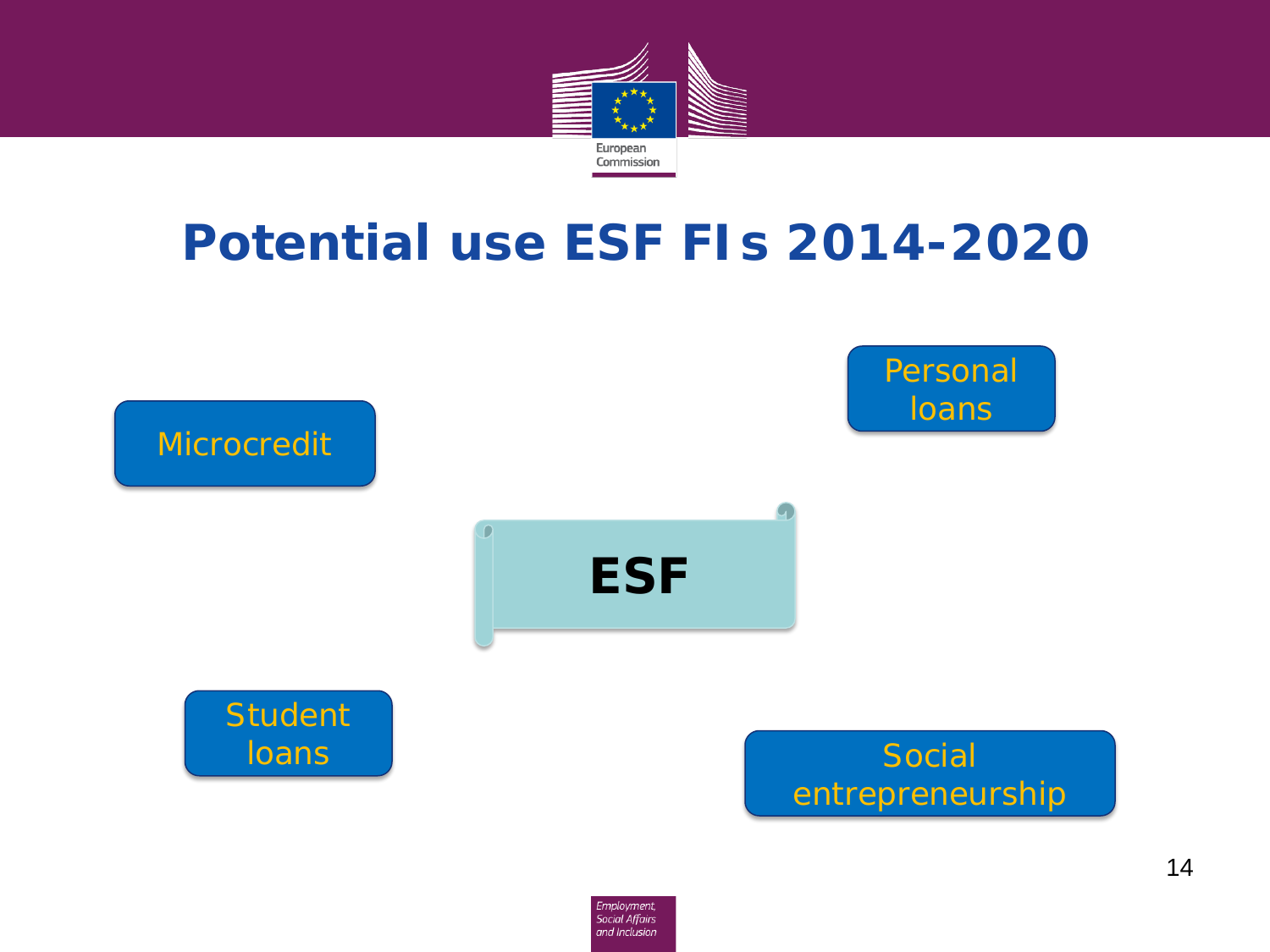# Potential use ESF FIs 2014-2020

ESF

- Microcredit
- Personal loans
- Student loans
- Social entrepreneurship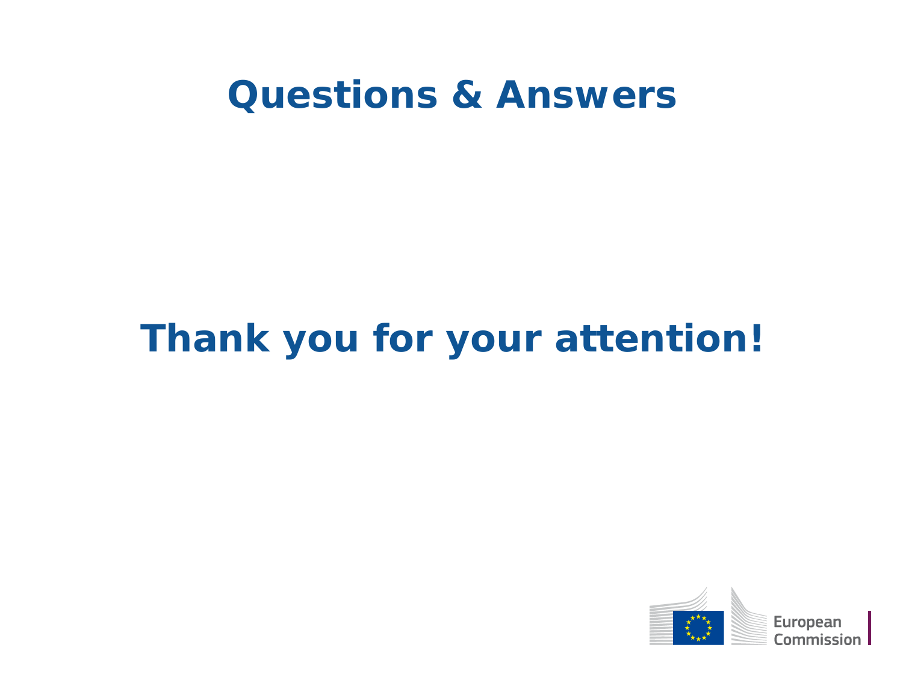# Questions & Answers

## Thank you for your attention!